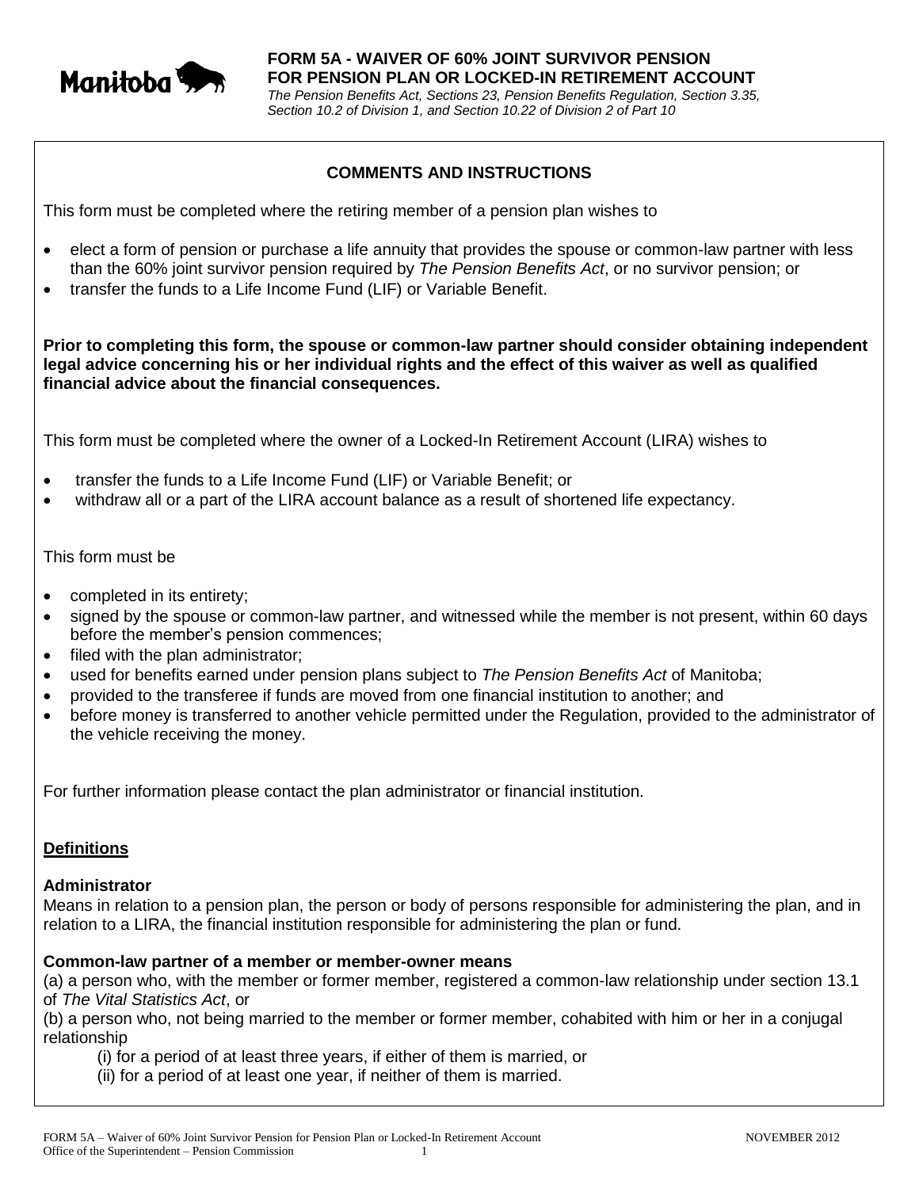Manitoba

# FORM 5A - WAIVER OF 60% JOINT SURVIVOR PENSION FOR PENSION PLAN OR LOCKED-IN RETIREMENT ACCOUNT

*The Pension Benefits Act, Sections 23, Pension Benefits Regulation, Section 3.35, Section 10.2 of Division 1, and Section 10.22 of Division 2 of Part 10*

## COMMENTS AND INSTRUCTIONS

This form must be completed where the retiring member of a pension plan wishes to

- elect a form of pension or purchase a life annuity that provides the spouse or common-law partner with less than the 60% joint survivor pension required by *The Pension Benefits Act*, or no survivor pension; or
- transfer the funds to a Life Income Fund (LIF) or Variable Benefit.

**Prior to completing this form, the spouse or common-law partner should consider obtaining independent legal advice concerning his or her individual rights and the effect of this waiver as well as qualified financial advice about the financial consequences.**

This form must be completed where the owner of a Locked-In Retirement Account (LIRA) wishes to

- transfer the funds to a Life Income Fund (LIF) or Variable Benefit; or
- withdraw all or a part of the LIRA account balance as a result of shortened life expectancy.

This form must be

- completed in its entirety;
- signed by the spouse or common-law partner, and witnessed while the member is not present, within 60 days before the member's pension commences;
- filed with the plan administrator;
- used for benefits earned under pension plans subject to *The Pension Benefits Act* of Manitoba;
- provided to the transferee if funds are moved from one financial institution to another; and
- before money is transferred to another vehicle permitted under the Regulation, provided to the administrator of the vehicle receiving the money.

For further information please contact the plan administrator or financial institution.

### Definitions

**Administrator**
Means in relation to a pension plan, the person or body of persons responsible for administering the plan, and in relation to a LIRA, the financial institution responsible for administering the plan or fund.

**Common-law partner of a member or member-owner means**
(a) a person who, with the member or former member, registered a common-law relationship under section 13.1 of *The Vital Statistics Act*, or
(b) a person who, not being married to the member or former member, cohabited with him or her in a conjugal relationship

(i) for a period of at least three years, if either of them is married, or
(ii) for a period of at least one year, if neither of them is married.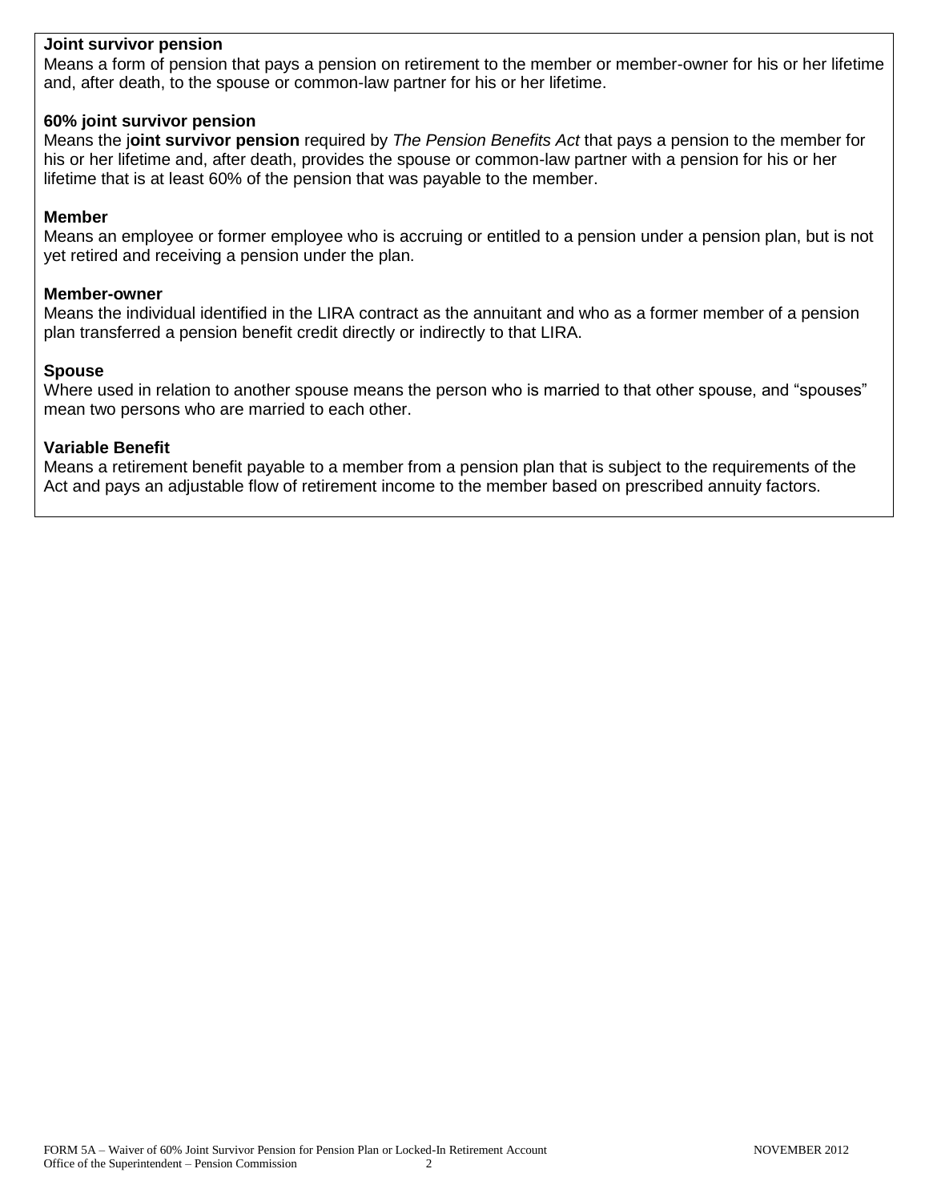**Joint survivor pension**
Means a form of pension that pays a pension on retirement to the member or member-owner for his or her lifetime and, after death, to the spouse or common-law partner for his or her lifetime.

**60% joint survivor pension**
Means the j**oint survivor pension** required by *The Pension Benefits Act* that pays a pension to the member for his or her lifetime and, after death, provides the spouse or common-law partner with a pension for his or her lifetime that is at least 60% of the pension that was payable to the member.

**Member**
Means an employee or former employee who is accruing or entitled to a pension under a pension plan, but is not yet retired and receiving a pension under the plan.

**Member-owner**
Means the individual identified in the LIRA contract as the annuitant and who as a former member of a pension plan transferred a pension benefit credit directly or indirectly to that LIRA.

**Spouse**
Where used in relation to another spouse means the person who is married to that other spouse, and "spouses" mean two persons who are married to each other.

**Variable Benefit**
Means a retirement benefit payable to a member from a pension plan that is subject to the requirements of the Act and pays an adjustable flow of retirement income to the member based on prescribed annuity factors.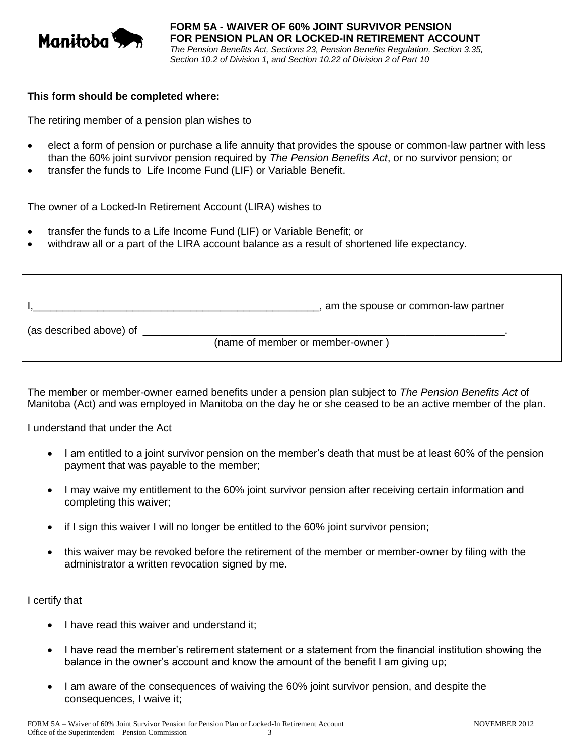Manitoba

# FORM 5A - WAIVER OF 60% JOINT SURVIVOR PENSION FOR PENSION PLAN OR LOCKED-IN RETIREMENT ACCOUNT

*The Pension Benefits Act, Sections 23, Pension Benefits Regulation, Section 3.35, Section 10.2 of Division 1, and Section 10.22 of Division 2 of Part 10*

**This form should be completed where:**

The retiring member of a pension plan wishes to

- elect a form of pension or purchase a life annuity that provides the spouse or common-law partner with less than the 60% joint survivor pension required by *The Pension Benefits Act*, or no survivor pension; or
- transfer the funds to Life Income Fund (LIF) or Variable Benefit.

The owner of a Locked-In Retirement Account (LIRA) wishes to

- transfer the funds to a Life Income Fund (LIF) or Variable Benefit; or
- withdraw all or a part of the LIRA account balance as a result of shortened life expectancy.

I,__________________________________________________, am the spouse or common-law partner

(as described above) of ______________________________________________________________.
(name of member or member-owner )

The member or member-owner earned benefits under a pension plan subject to *The Pension Benefits Act* of Manitoba (Act) and was employed in Manitoba on the day he or she ceased to be an active member of the plan.

I understand that under the Act

- I am entitled to a joint survivor pension on the member's death that must be at least 60% of the pension payment that was payable to the member;
- I may waive my entitlement to the 60% joint survivor pension after receiving certain information and completing this waiver;
- if I sign this waiver I will no longer be entitled to the 60% joint survivor pension;
- this waiver may be revoked before the retirement of the member or member-owner by filing with the administrator a written revocation signed by me.

I certify that

- I have read this waiver and understand it;
- I have read the member's retirement statement or a statement from the financial institution showing the balance in the owner's account and know the amount of the benefit I am giving up;
- I am aware of the consequences of waiving the 60% joint survivor pension, and despite the consequences, I waive it;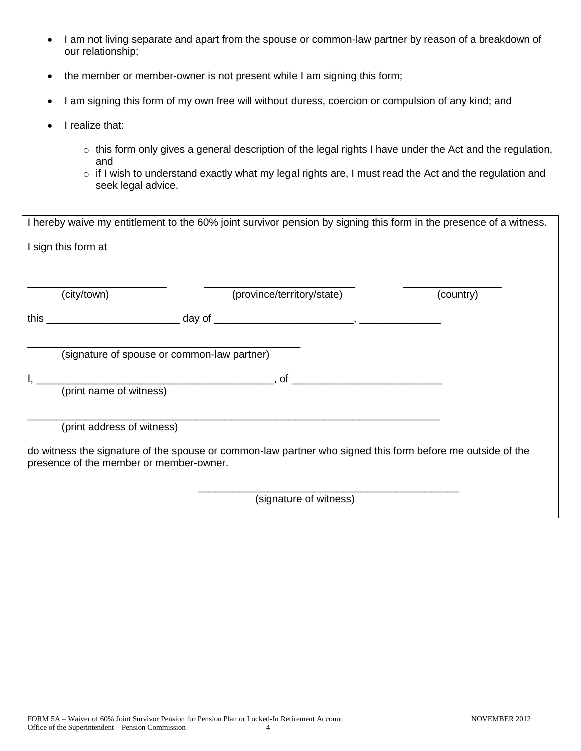- I am not living separate and apart from the spouse or common-law partner by reason of a breakdown of our relationship;
- the member or member-owner is not present while I am signing this form;
- I am signing this form of my own free will without duress, coercion or compulsion of any kind; and
- I realize that:
  - this form only gives a general description of the legal rights I have under the Act and the regulation, and
  - if I wish to understand exactly what my legal rights are, I must read the Act and the regulation and seek legal advice.

I hereby waive my entitlement to the 60% joint survivor pension by signing this form in the presence of a witness.

I sign this form at

_______________________ _________________________ ________________
(city/town) (province/territory/state) (country)

this _______________________ day of ________________________, ______________

_____________________________________________
(signature of spouse or common-law partner)

I, ________________________________________, of __________________________
(print name of witness)

_____________________________________________________________________
(print address of witness)

do witness the signature of the spouse or common-law partner who signed this form before me outside of the presence of the member or member-owner.

___________________________________________
(signature of witness)

FORM 5A – Waiver of 60% Joint Survivor Pension for Pension Plan or Locked-In Retirement Account NOVEMBER 2012
Office of the Superintendent – Pension Commission